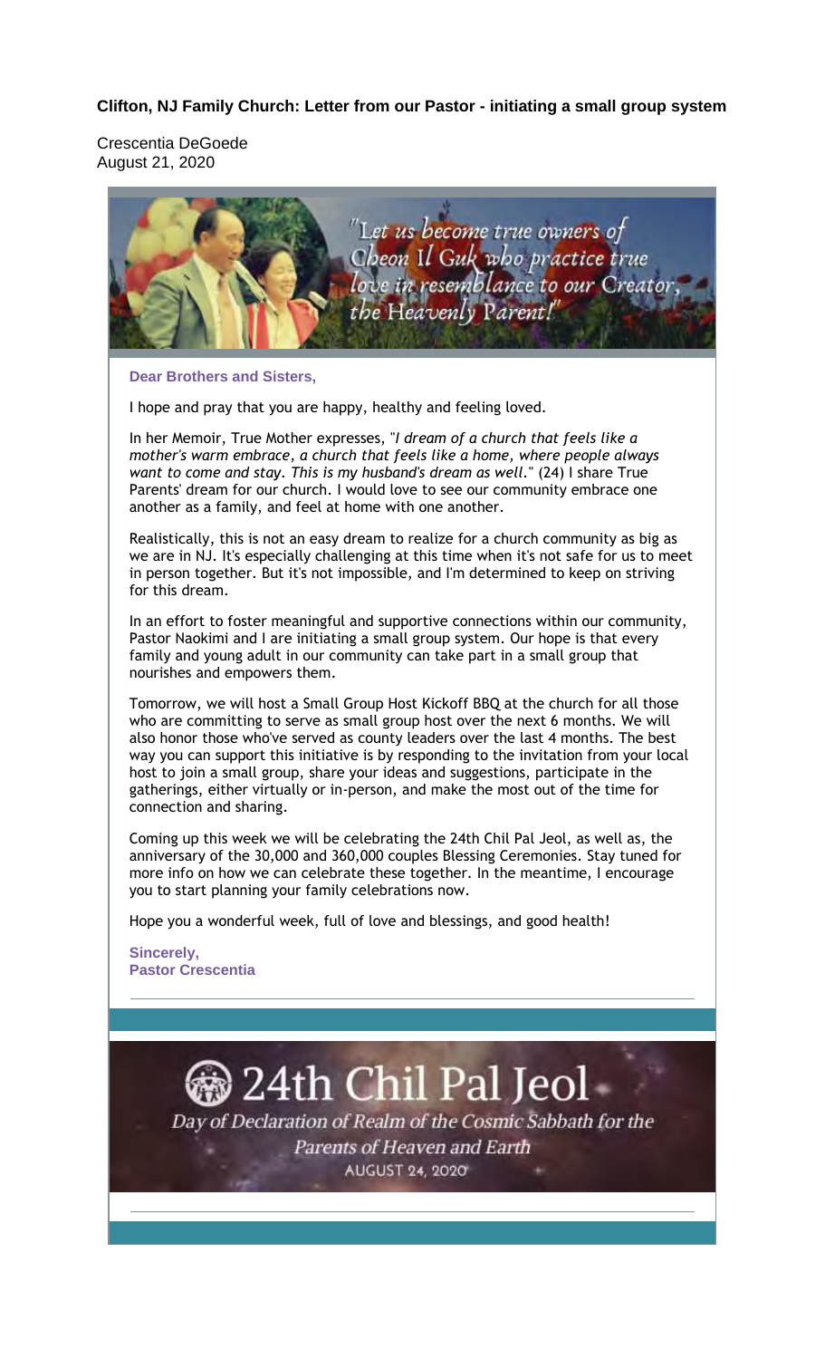**Clifton, NJ Family Church: Letter from our Pastor - initiating a small group system**

Crescentia DeGoede
August 21, 2020

"Let us become true owners of Cheon Il Guk who practice true love in resemblance to our Creator, the Heavenly Parent!"

**Dear Brothers and Sisters,**

I hope and pray that you are happy, healthy and feeling loved.

In her Memoir, True Mother expresses, "*I dream of a church that feels like a mother's warm embrace, a church that feels like a home, where people always want to come and stay. This is my husband's dream as well.*" (24) I share True Parents' dream for our church. I would love to see our community embrace one another as a family, and feel at home with one another.

Realistically, this is not an easy dream to realize for a church community as big as we are in NJ. It's especially challenging at this time when it's not safe for us to meet in person together. But it's not impossible, and I'm determined to keep on striving for this dream.

In an effort to foster meaningful and supportive connections within our community, Pastor Naokimi and I are initiating a small group system. Our hope is that every family and young adult in our community can take part in a small group that nourishes and empowers them.

Tomorrow, we will host a Small Group Host Kickoff BBQ at the church for all those who are committing to serve as small group host over the next 6 months. We will also honor those who've served as county leaders over the last 4 months. The best way you can support this initiative is by responding to the invitation from your local host to join a small group, share your ideas and suggestions, participate in the gatherings, either virtually or in-person, and make the most out of the time for connection and sharing.

Coming up this week we will be celebrating the 24th Chil Pal Jeol, as well as, the anniversary of the 30,000 and 360,000 couples Blessing Ceremonies. Stay tuned for more info on how we can celebrate these together. In the meantime, I encourage you to start planning your family celebrations now.

Hope you a wonderful week, full of love and blessings, and good health!

**Sincerely,**
**Pastor Crescentia**

# 24th Chil Pal Jeol

*Day of Declaration of Realm of the Cosmic Sabbath for the Parents of Heaven and Earth*

AUGUST 24, 2020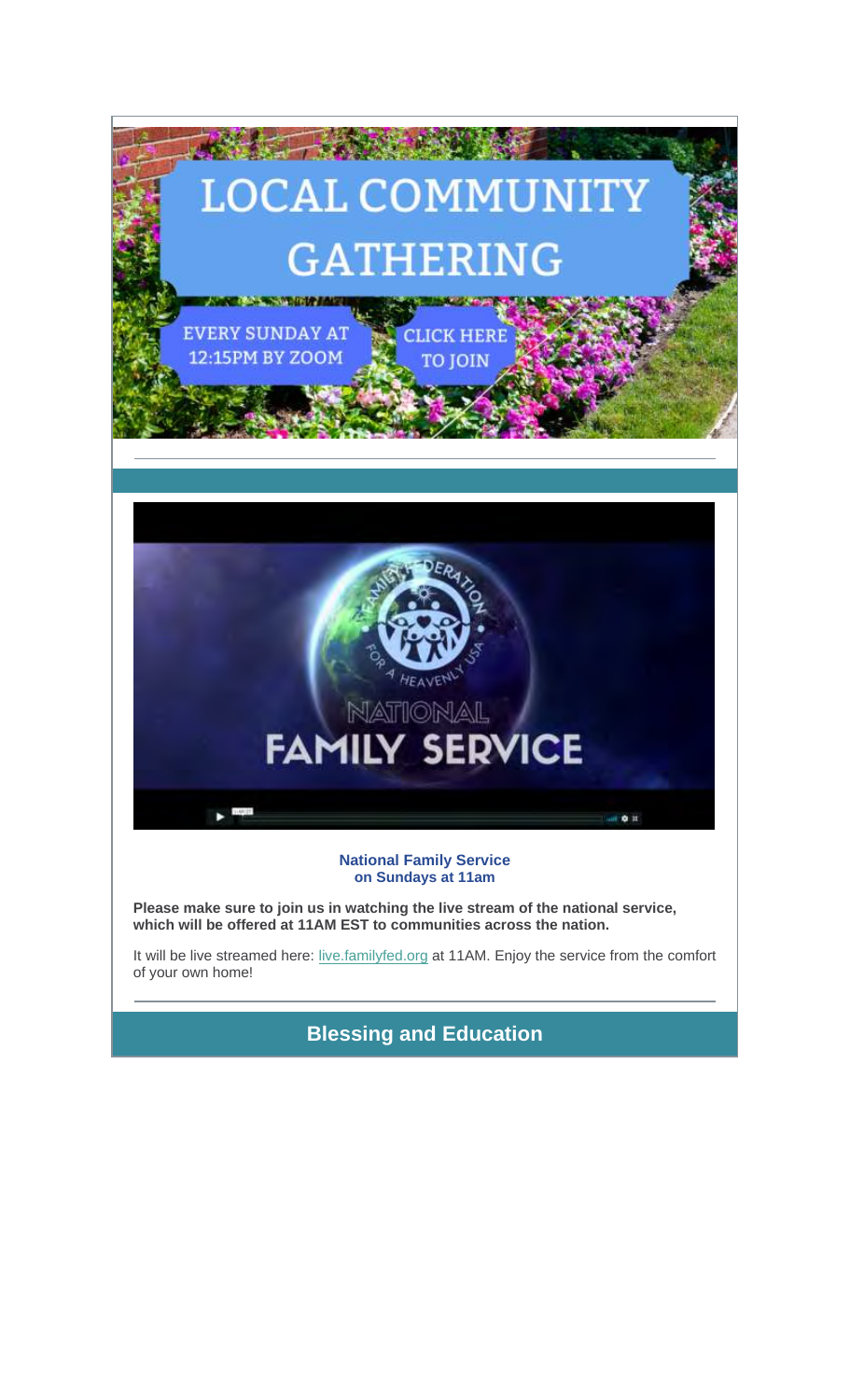# LOCAL COMMUNITY GATHERING

EVERY SUNDAY AT 12:15PM BY ZOOM

CLICK HERE TO JOIN

---

**National Family Service on Sundays at 11am**

**Please make sure to join us in watching the live stream of the national service, which will be offered at 11AM EST to communities across the nation.**

It will be live streamed here: live.familyfed.org at 11AM. Enjoy the service from the comfort of your own home!

---

## Blessing and Education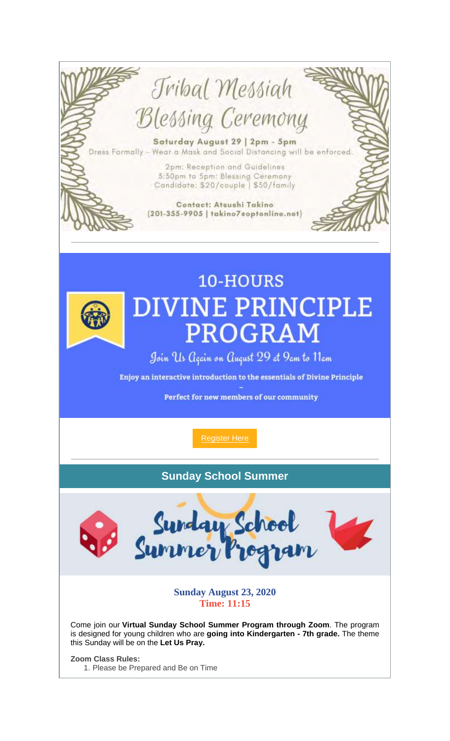# Tribal Messiah Blessing Ceremony

**Saturday August 29 | 2pm - 5pm**

Dress Formally – Wear a Mask and Social Distancing will be enforced.

2pm: Reception and Guidelines
3:30pm to 5pm: Blessing Ceremony
Candidate: $20/couple | $30/family

**Contact: Atsushi Takino**
**(201-355-9905 | takino7@optonline.net)**

---

# 10-HOURS DIVINE PRINCIPLE PROGRAM

*Join Us Again on August 29 at 9am to 11am*

**Enjoy an interactive introduction to the essentials of Divine Principle**

~

**Perfect for new members of our community**

[Register Here]

---

## Sunday School Summer

Sunday School Summer Program

**Sunday August 23, 2020**
**Time: 11:15**

Come join our **Virtual Sunday School Summer Program through Zoom**. The program is designed for young children who are **going into Kindergarten - 7th grade.** The theme this Sunday will be on the **Let Us Pray.**

**Zoom Class Rules:**

1. Please be Prepared and Be on Time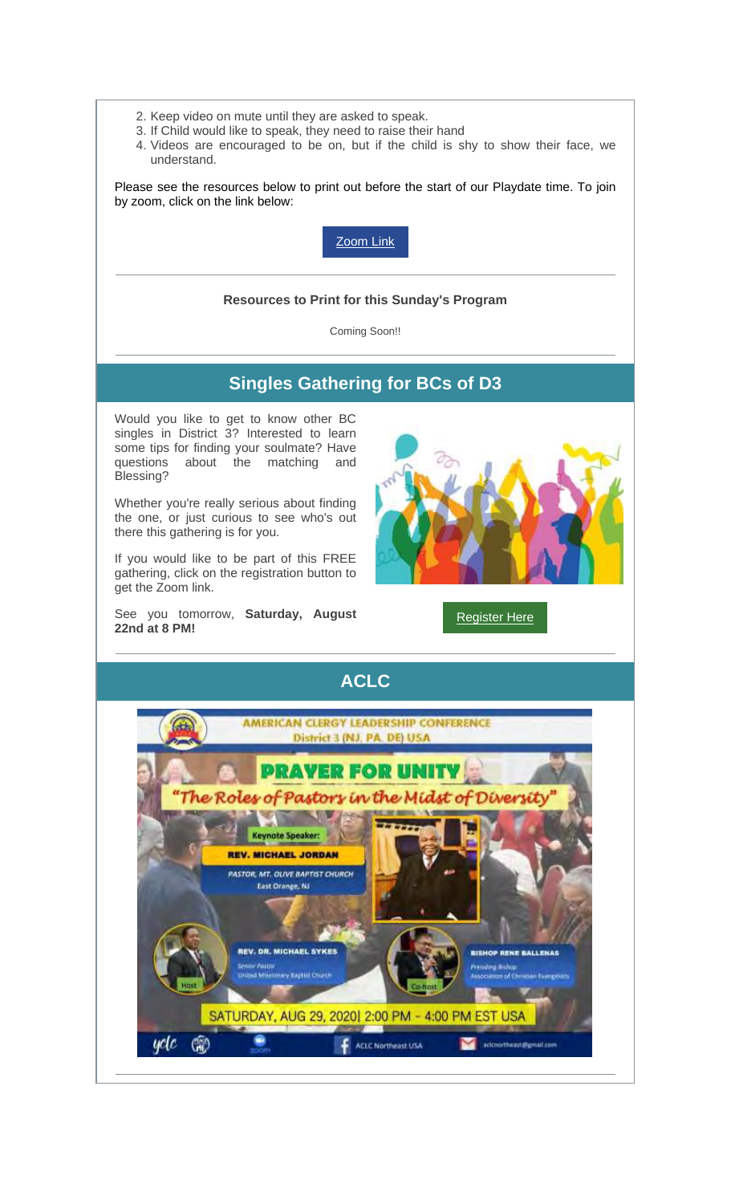2. Keep video on mute until they are asked to speak.
3. If Child would like to speak, they need to raise their hand
4. Videos are encouraged to be on, but if the child is shy to show their face, we understand.

Please see the resources below to print out before the start of our Playdate time. To join by zoom, click on the link below:

[Zoom Link]

---

**Resources to Print for this Sunday's Program**

Coming Soon!!

---

## Singles Gathering for BCs of D3

Would you like to get to know other BC singles in District 3? Interested to learn some tips for finding your soulmate? Have questions about the matching and Blessing?

Whether you're really serious about finding the one, or just curious to see who's out there this gathering is for you.

If you would like to be part of this FREE gathering, click on the registration button to get the Zoom link.

See you tomorrow, **Saturday, August 22nd at 8 PM!**

[Register Here]

---

## ACLC

AMERICAN CLERGY LEADERSHIP CONFERENCE
District 3 (NJ, PA, DE) USA

PRAYER FOR UNITY

"The Roles of Pastors in the Midst of Diversity"

Keynote Speaker:
REV. MICHAEL JORDAN
PASTOR, MT. OLIVE BAPTIST CHURCH
East Orange, NJ

REV. DR. MICHAEL SYKES
Senior Pastor
United Missionary Baptist Church
Host

BISHOP RENE BALLENAS
Presiding Bishop
Association of Christian Evangelists
Co-host

SATURDAY, AUG 29, 2020 | 2:00 PM - 4:00 PM EST USA

yclc | zoom | ACLC Northeast USA | aclcnortheast@gmail.com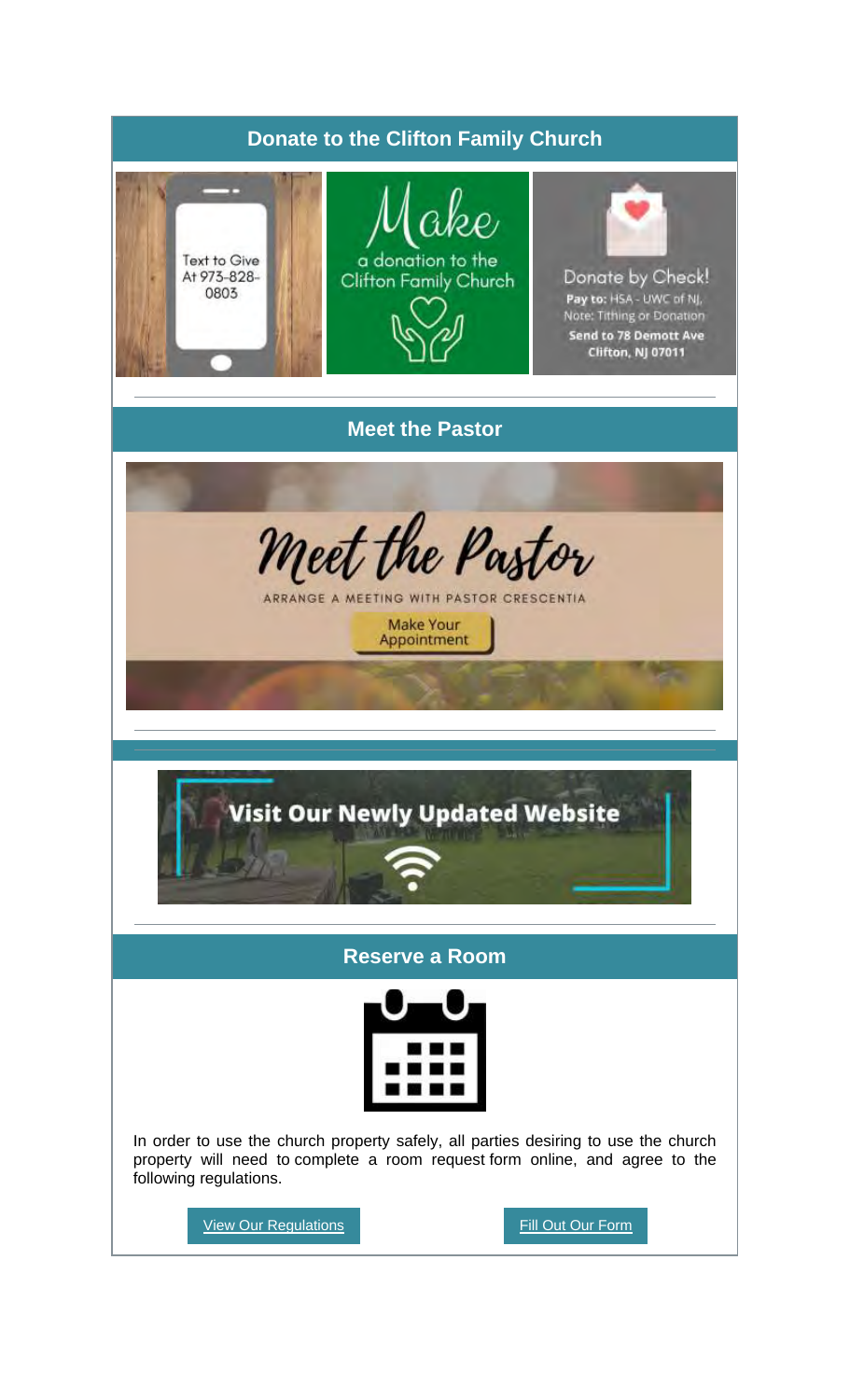## Donate to the Clifton Family Church

Text to Give At 973-828-0803

Make a donation to the Clifton Family Church

Donate by Check!
**Pay to:** HSA - UWC of NJ,
Note: Tithing or Donation
**Send to 78 Demott Ave Clifton, NJ 07011**

## Meet the Pastor

Meet the Pastor

ARRANGE A MEETING WITH PASTOR CRESCENTIA

Make Your Appointment

Visit Our Newly Updated Website

## Reserve a Room

In order to use the church property safely, all parties desiring to use the church property will need to complete a room request form online, and agree to the following regulations.

View Our Regulations

Fill Out Our Form